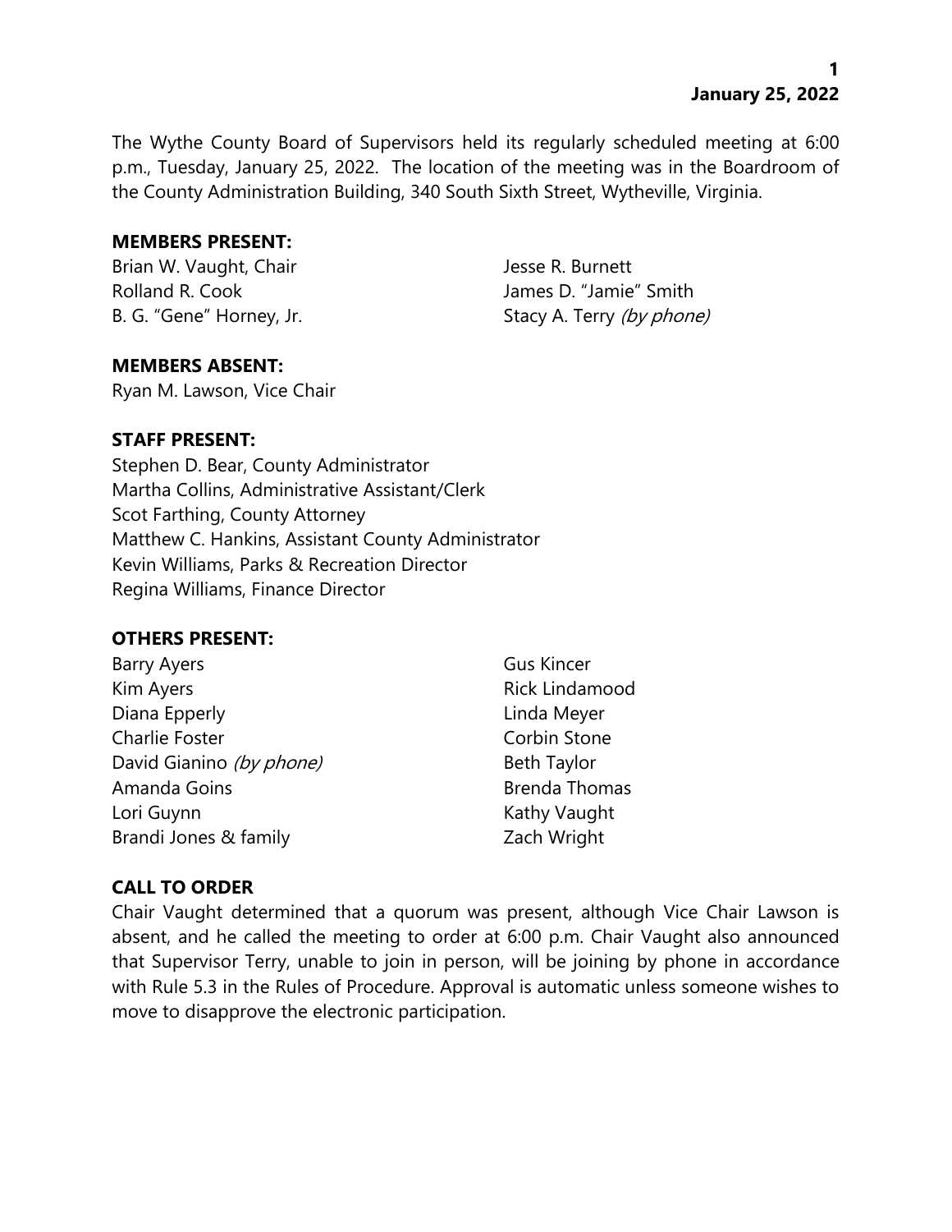The Wythe County Board of Supervisors held its regularly scheduled meeting at 6:00 p.m., Tuesday, January 25, 2022. The location of the meeting was in the Boardroom of the County Administration Building, 340 South Sixth Street, Wytheville, Virginia.

**MEMBERS PRESENT:**

Brian W. Vaught, Chair
Rolland R. Cook
B. G. "Gene" Horney, Jr.
Jesse R. Burnett
James D. "Jamie" Smith
Stacy A. Terry *(by phone)*

**MEMBERS ABSENT:**

Ryan M. Lawson, Vice Chair

**STAFF PRESENT:**

Stephen D. Bear, County Administrator
Martha Collins, Administrative Assistant/Clerk
Scot Farthing, County Attorney
Matthew C. Hankins, Assistant County Administrator
Kevin Williams, Parks & Recreation Director
Regina Williams, Finance Director

**OTHERS PRESENT:**

Barry Ayers
Kim Ayers
Diana Epperly
Charlie Foster
David Gianino *(by phone)*
Amanda Goins
Lori Guynn
Brandi Jones & family
Gus Kincer
Rick Lindamood
Linda Meyer
Corbin Stone
Beth Taylor
Brenda Thomas
Kathy Vaught
Zach Wright

**CALL TO ORDER**

Chair Vaught determined that a quorum was present, although Vice Chair Lawson is absent, and he called the meeting to order at 6:00 p.m. Chair Vaught also announced that Supervisor Terry, unable to join in person, will be joining by phone in accordance with Rule 5.3 in the Rules of Procedure. Approval is automatic unless someone wishes to move to disapprove the electronic participation.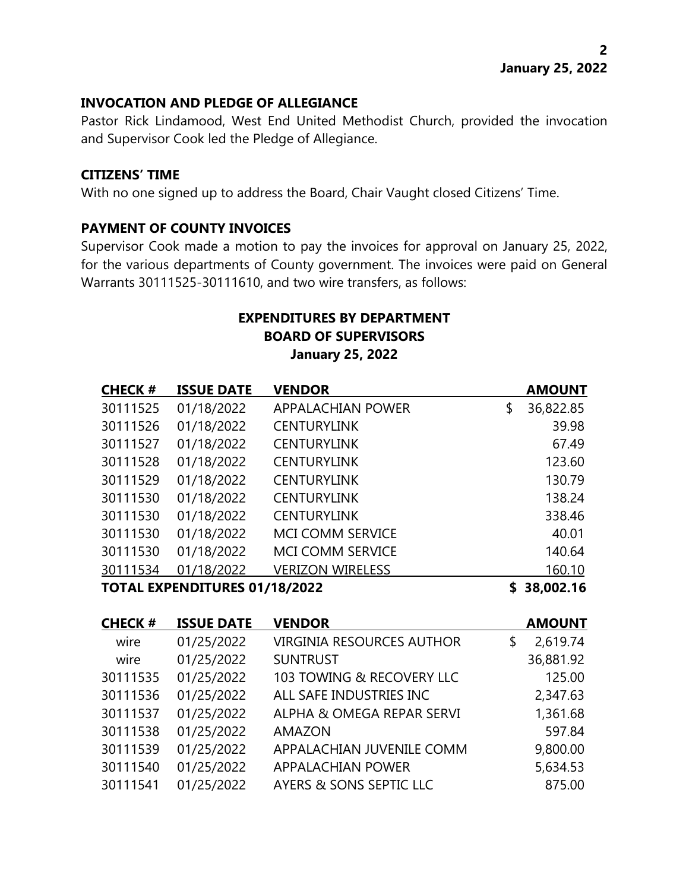### INVOCATION AND PLEDGE OF ALLEGIANCE

Pastor Rick Lindamood, West End United Methodist Church, provided the invocation and Supervisor Cook led the Pledge of Allegiance.

### CITIZENS' TIME

With no one signed up to address the Board, Chair Vaught closed Citizens' Time.

### PAYMENT OF COUNTY INVOICES

Supervisor Cook made a motion to pay the invoices for approval on January 25, 2022, for the various departments of County government. The invoices were paid on General Warrants 30111525-30111610, and two wire transfers, as follows:

**EXPENDITURES BY DEPARTMENT**
**BOARD OF SUPERVISORS**
**January 25, 2022**

| CHECK # | ISSUE DATE | VENDOR | AMOUNT |
|---|---|---|---|
| 30111525 | 01/18/2022 | APPALACHIAN POWER | $ 36,822.85 |
| 30111526 | 01/18/2022 | CENTURYLINK | 39.98 |
| 30111527 | 01/18/2022 | CENTURYLINK | 67.49 |
| 30111528 | 01/18/2022 | CENTURYLINK | 123.60 |
| 30111529 | 01/18/2022 | CENTURYLINK | 130.79 |
| 30111530 | 01/18/2022 | CENTURYLINK | 138.24 |
| 30111530 | 01/18/2022 | CENTURYLINK | 338.46 |
| 30111530 | 01/18/2022 | MCI COMM SERVICE | 40.01 |
| 30111530 | 01/18/2022 | MCI COMM SERVICE | 140.64 |
| 30111534 | 01/18/2022 | VERIZON WIRELESS | 160.10 |
| **TOTAL EXPENDITURES 01/18/2022** | | | **$ 38,002.16** |

| CHECK # | ISSUE DATE | VENDOR | AMOUNT |
|---|---|---|---|
| wire | 01/25/2022 | VIRGINIA RESOURCES AUTHOR | $ 2,619.74 |
| wire | 01/25/2022 | SUNTRUST | 36,881.92 |
| 30111535 | 01/25/2022 | 103 TOWING & RECOVERY LLC | 125.00 |
| 30111536 | 01/25/2022 | ALL SAFE INDUSTRIES INC | 2,347.63 |
| 30111537 | 01/25/2022 | ALPHA & OMEGA REPAR SERVI | 1,361.68 |
| 30111538 | 01/25/2022 | AMAZON | 597.84 |
| 30111539 | 01/25/2022 | APPALACHIAN JUVENILE COMM | 9,800.00 |
| 30111540 | 01/25/2022 | APPALACHIAN POWER | 5,634.53 |
| 30111541 | 01/25/2022 | AYERS & SONS SEPTIC LLC | 875.00 |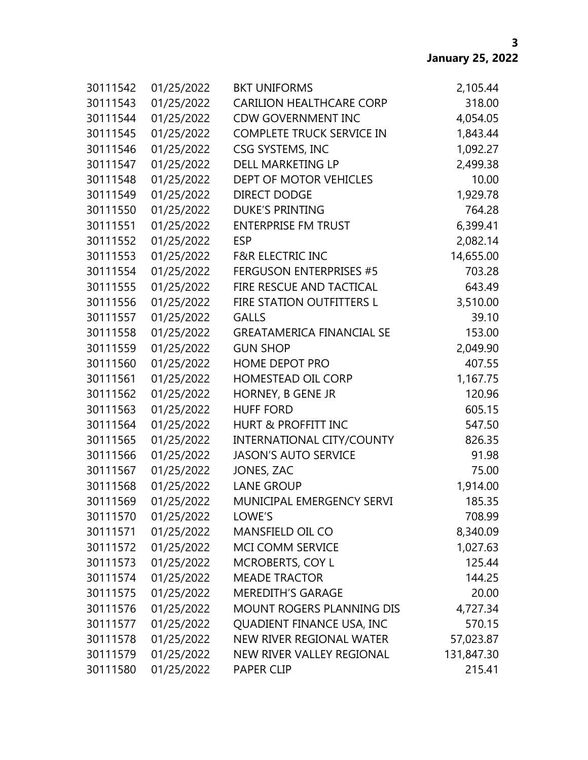| | | | |
|---|---|---|---|
| 30111542 | 01/25/2022 | BKT UNIFORMS | 2,105.44 |
| 30111543 | 01/25/2022 | CARILION HEALTHCARE CORP | 318.00 |
| 30111544 | 01/25/2022 | CDW GOVERNMENT INC | 4,054.05 |
| 30111545 | 01/25/2022 | COMPLETE TRUCK SERVICE IN | 1,843.44 |
| 30111546 | 01/25/2022 | CSG SYSTEMS, INC | 1,092.27 |
| 30111547 | 01/25/2022 | DELL MARKETING LP | 2,499.38 |
| 30111548 | 01/25/2022 | DEPT OF MOTOR VEHICLES | 10.00 |
| 30111549 | 01/25/2022 | DIRECT DODGE | 1,929.78 |
| 30111550 | 01/25/2022 | DUKE'S PRINTING | 764.28 |
| 30111551 | 01/25/2022 | ENTERPRISE FM TRUST | 6,399.41 |
| 30111552 | 01/25/2022 | ESP | 2,082.14 |
| 30111553 | 01/25/2022 | F&R ELECTRIC INC | 14,655.00 |
| 30111554 | 01/25/2022 | FERGUSON ENTERPRISES #5 | 703.28 |
| 30111555 | 01/25/2022 | FIRE RESCUE AND TACTICAL | 643.49 |
| 30111556 | 01/25/2022 | FIRE STATION OUTFITTERS L | 3,510.00 |
| 30111557 | 01/25/2022 | GALLS | 39.10 |
| 30111558 | 01/25/2022 | GREATAMERICA FINANCIAL SE | 153.00 |
| 30111559 | 01/25/2022 | GUN SHOP | 2,049.90 |
| 30111560 | 01/25/2022 | HOME DEPOT PRO | 407.55 |
| 30111561 | 01/25/2022 | HOMESTEAD OIL CORP | 1,167.75 |
| 30111562 | 01/25/2022 | HORNEY, B GENE JR | 120.96 |
| 30111563 | 01/25/2022 | HUFF FORD | 605.15 |
| 30111564 | 01/25/2022 | HURT & PROFFITT INC | 547.50 |
| 30111565 | 01/25/2022 | INTERNATIONAL CITY/COUNTY | 826.35 |
| 30111566 | 01/25/2022 | JASON'S AUTO SERVICE | 91.98 |
| 30111567 | 01/25/2022 | JONES, ZAC | 75.00 |
| 30111568 | 01/25/2022 | LANE GROUP | 1,914.00 |
| 30111569 | 01/25/2022 | MUNICIPAL EMERGENCY SERVI | 185.35 |
| 30111570 | 01/25/2022 | LOWE'S | 708.99 |
| 30111571 | 01/25/2022 | MANSFIELD OIL CO | 8,340.09 |
| 30111572 | 01/25/2022 | MCI COMM SERVICE | 1,027.63 |
| 30111573 | 01/25/2022 | MCROBERTS, COY L | 125.44 |
| 30111574 | 01/25/2022 | MEADE TRACTOR | 144.25 |
| 30111575 | 01/25/2022 | MEREDITH'S GARAGE | 20.00 |
| 30111576 | 01/25/2022 | MOUNT ROGERS PLANNING DIS | 4,727.34 |
| 30111577 | 01/25/2022 | QUADIENT FINANCE USA, INC | 570.15 |
| 30111578 | 01/25/2022 | NEW RIVER REGIONAL WATER | 57,023.87 |
| 30111579 | 01/25/2022 | NEW RIVER VALLEY REGIONAL | 131,847.30 |
| 30111580 | 01/25/2022 | PAPER CLIP | 215.41 |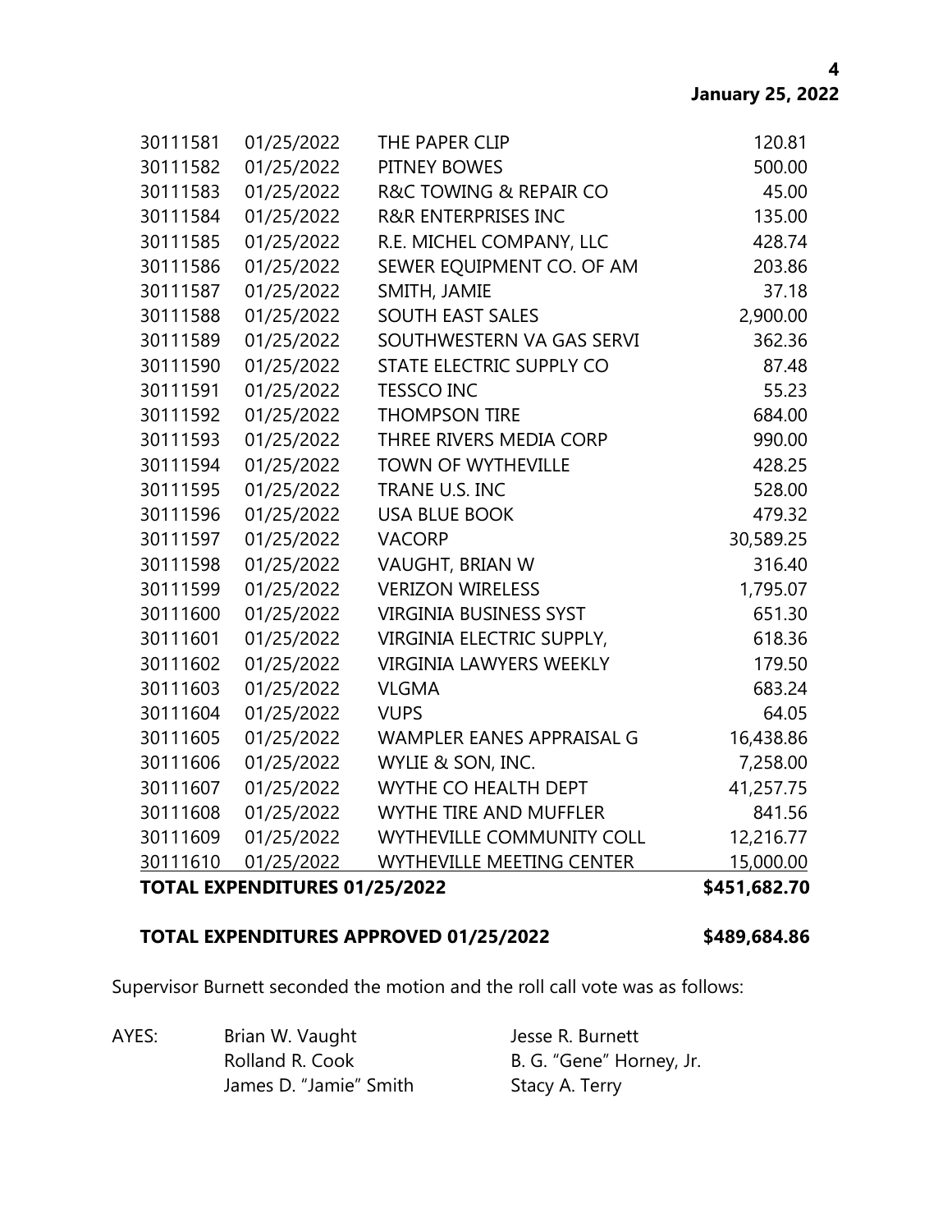| | | | |
|---|---|---|---|
| 30111581 | 01/25/2022 | THE PAPER CLIP | 120.81 |
| 30111582 | 01/25/2022 | PITNEY BOWES | 500.00 |
| 30111583 | 01/25/2022 | R&C TOWING & REPAIR CO | 45.00 |
| 30111584 | 01/25/2022 | R&R ENTERPRISES INC | 135.00 |
| 30111585 | 01/25/2022 | R.E. MICHEL COMPANY, LLC | 428.74 |
| 30111586 | 01/25/2022 | SEWER EQUIPMENT CO. OF AM | 203.86 |
| 30111587 | 01/25/2022 | SMITH, JAMIE | 37.18 |
| 30111588 | 01/25/2022 | SOUTH EAST SALES | 2,900.00 |
| 30111589 | 01/25/2022 | SOUTHWESTERN VA GAS SERVI | 362.36 |
| 30111590 | 01/25/2022 | STATE ELECTRIC SUPPLY CO | 87.48 |
| 30111591 | 01/25/2022 | TESSCO INC | 55.23 |
| 30111592 | 01/25/2022 | THOMPSON TIRE | 684.00 |
| 30111593 | 01/25/2022 | THREE RIVERS MEDIA CORP | 990.00 |
| 30111594 | 01/25/2022 | TOWN OF WYTHEVILLE | 428.25 |
| 30111595 | 01/25/2022 | TRANE U.S. INC | 528.00 |
| 30111596 | 01/25/2022 | USA BLUE BOOK | 479.32 |
| 30111597 | 01/25/2022 | VACORP | 30,589.25 |
| 30111598 | 01/25/2022 | VAUGHT, BRIAN W | 316.40 |
| 30111599 | 01/25/2022 | VERIZON WIRELESS | 1,795.07 |
| 30111600 | 01/25/2022 | VIRGINIA BUSINESS SYST | 651.30 |
| 30111601 | 01/25/2022 | VIRGINIA ELECTRIC SUPPLY, | 618.36 |
| 30111602 | 01/25/2022 | VIRGINIA LAWYERS WEEKLY | 179.50 |
| 30111603 | 01/25/2022 | VLGMA | 683.24 |
| 30111604 | 01/25/2022 | VUPS | 64.05 |
| 30111605 | 01/25/2022 | WAMPLER EANES APPRAISAL G | 16,438.86 |
| 30111606 | 01/25/2022 | WYLIE & SON, INC. | 7,258.00 |
| 30111607 | 01/25/2022 | WYTHE CO HEALTH DEPT | 41,257.75 |
| 30111608 | 01/25/2022 | WYTHE TIRE AND MUFFLER | 841.56 |
| 30111609 | 01/25/2022 | WYTHEVILLE COMMUNITY COLL | 12,216.77 |
| 30111610 | 01/25/2022 | WYTHEVILLE MEETING CENTER | 15,000.00 |
| **TOTAL EXPENDITURES 01/25/2022** | | | **$451,682.70** |

**TOTAL EXPENDITURES APPROVED 01/25/2022** **$489,684.86**

Supervisor Burnett seconded the motion and the roll call vote was as follows:

AYES: Brian W. Vaught, Jesse R. Burnett, Rolland R. Cook, B. G. "Gene" Horney, Jr., James D. "Jamie" Smith, Stacy A. Terry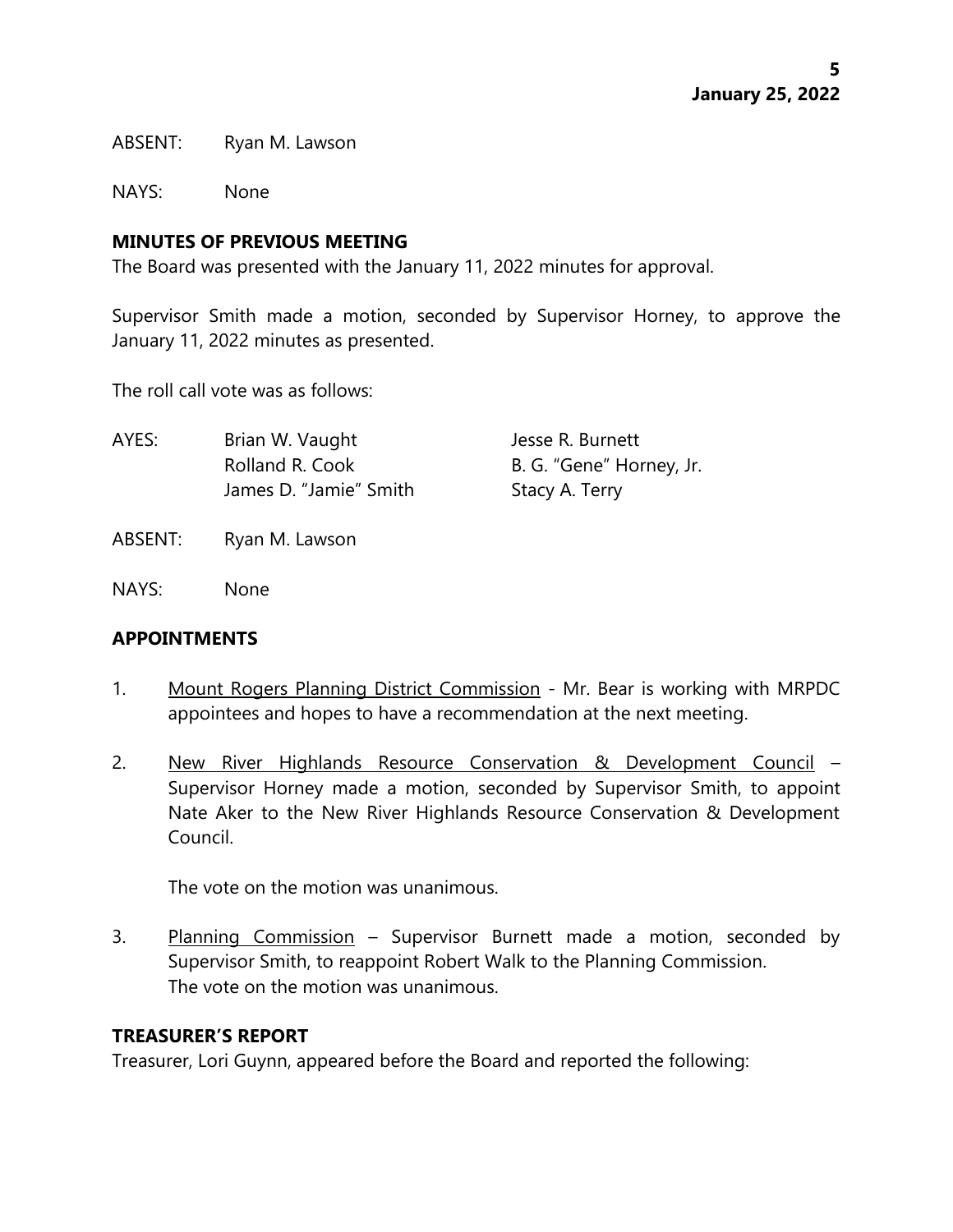ABSENT: Ryan M. Lawson

NAYS: None

**MINUTES OF PREVIOUS MEETING**

The Board was presented with the January 11, 2022 minutes for approval.

Supervisor Smith made a motion, seconded by Supervisor Horney, to approve the January 11, 2022 minutes as presented.

The roll call vote was as follows:

AYES: Brian W. Vaught, Jesse R. Burnett, Rolland R. Cook, B. G. "Gene" Horney, Jr., James D. "Jamie" Smith, Stacy A. Terry

ABSENT: Ryan M. Lawson

NAYS: None

**APPOINTMENTS**

1. Mount Rogers Planning District Commission - Mr. Bear is working with MRPDC appointees and hopes to have a recommendation at the next meeting.

2. New River Highlands Resource Conservation & Development Council – Supervisor Horney made a motion, seconded by Supervisor Smith, to appoint Nate Aker to the New River Highlands Resource Conservation & Development Council.

   The vote on the motion was unanimous.

3. Planning Commission – Supervisor Burnett made a motion, seconded by Supervisor Smith, to reappoint Robert Walk to the Planning Commission.
   The vote on the motion was unanimous.

**TREASURER'S REPORT**

Treasurer, Lori Guynn, appeared before the Board and reported the following: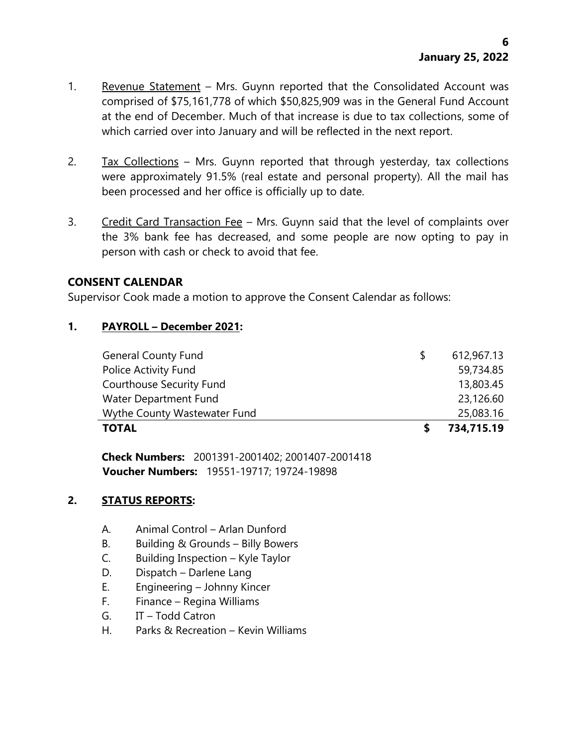1. Revenue Statement – Mrs. Guynn reported that the Consolidated Account was comprised of $75,161,778 of which $50,825,909 was in the General Fund Account at the end of December. Much of that increase is due to tax collections, some of which carried over into January and will be reflected in the next report.

2. Tax Collections – Mrs. Guynn reported that through yesterday, tax collections were approximately 91.5% (real estate and personal property). All the mail has been processed and her office is officially up to date.

3. Credit Card Transaction Fee – Mrs. Guynn said that the level of complaints over the 3% bank fee has decreased, and some people are now opting to pay in person with cash or check to avoid that fee.

## CONSENT CALENDAR

Supervisor Cook made a motion to approve the Consent Calendar as follows:

### 1. PAYROLL – December 2021:

| | | |
|---|---|---|
| General County Fund | $ | 612,967.13 |
| Police Activity Fund | | 59,734.85 |
| Courthouse Security Fund | | 13,803.45 |
| Water Department Fund | | 23,126.60 |
| Wythe County Wastewater Fund | | 25,083.16 |
| **TOTAL** | **$** | **734,715.19** |

**Check Numbers:** 2001391-2001402; 2001407-2001418
**Voucher Numbers:** 19551-19717; 19724-19898

### 2. STATUS REPORTS:

A. Animal Control – Arlan Dunford
B. Building & Grounds – Billy Bowers
C. Building Inspection – Kyle Taylor
D. Dispatch – Darlene Lang
E. Engineering – Johnny Kincer
F. Finance – Regina Williams
G. IT – Todd Catron
H. Parks & Recreation – Kevin Williams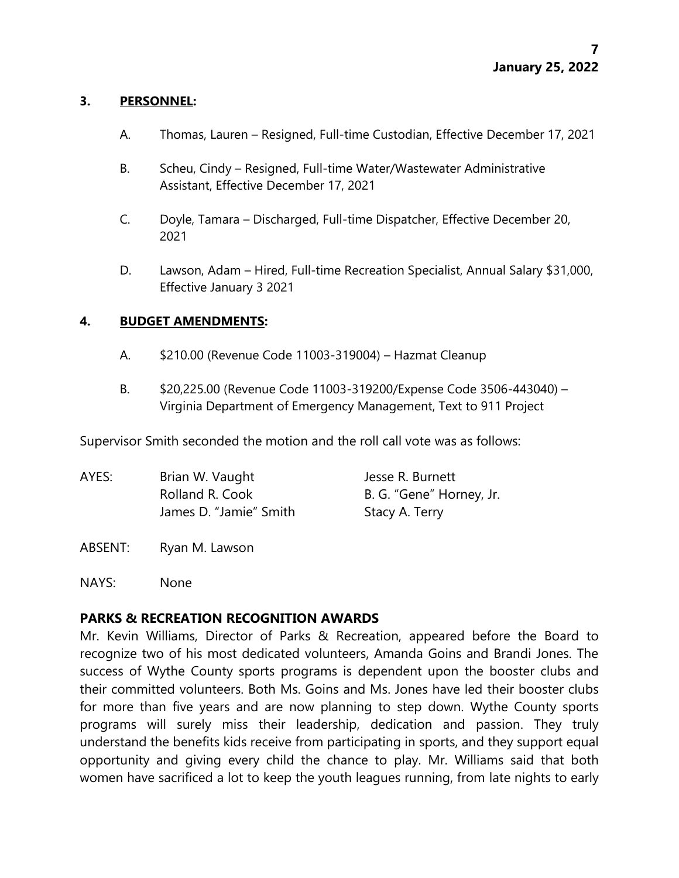**3. PERSONNEL:**

A. Thomas, Lauren – Resigned, Full-time Custodian, Effective December 17, 2021

B. Scheu, Cindy – Resigned, Full-time Water/Wastewater Administrative Assistant, Effective December 17, 2021

C. Doyle, Tamara – Discharged, Full-time Dispatcher, Effective December 20, 2021

D. Lawson, Adam – Hired, Full-time Recreation Specialist, Annual Salary $31,000, Effective January 3 2021

**4. BUDGET AMENDMENTS:**

A. $210.00 (Revenue Code 11003-319004) – Hazmat Cleanup

B. $20,225.00 (Revenue Code 11003-319200/Expense Code 3506-443040) – Virginia Department of Emergency Management, Text to 911 Project

Supervisor Smith seconded the motion and the roll call vote was as follows:

AYES: Brian W. Vaught, Jesse R. Burnett, Rolland R. Cook, B. G. "Gene" Horney, Jr., James D. "Jamie" Smith, Stacy A. Terry

ABSENT: Ryan M. Lawson

NAYS: None

**PARKS & RECREATION RECOGNITION AWARDS**

Mr. Kevin Williams, Director of Parks & Recreation, appeared before the Board to recognize two of his most dedicated volunteers, Amanda Goins and Brandi Jones. The success of Wythe County sports programs is dependent upon the booster clubs and their committed volunteers. Both Ms. Goins and Ms. Jones have led their booster clubs for more than five years and are now planning to step down. Wythe County sports programs will surely miss their leadership, dedication and passion. They truly understand the benefits kids receive from participating in sports, and they support equal opportunity and giving every child the chance to play. Mr. Williams said that both women have sacrificed a lot to keep the youth leagues running, from late nights to early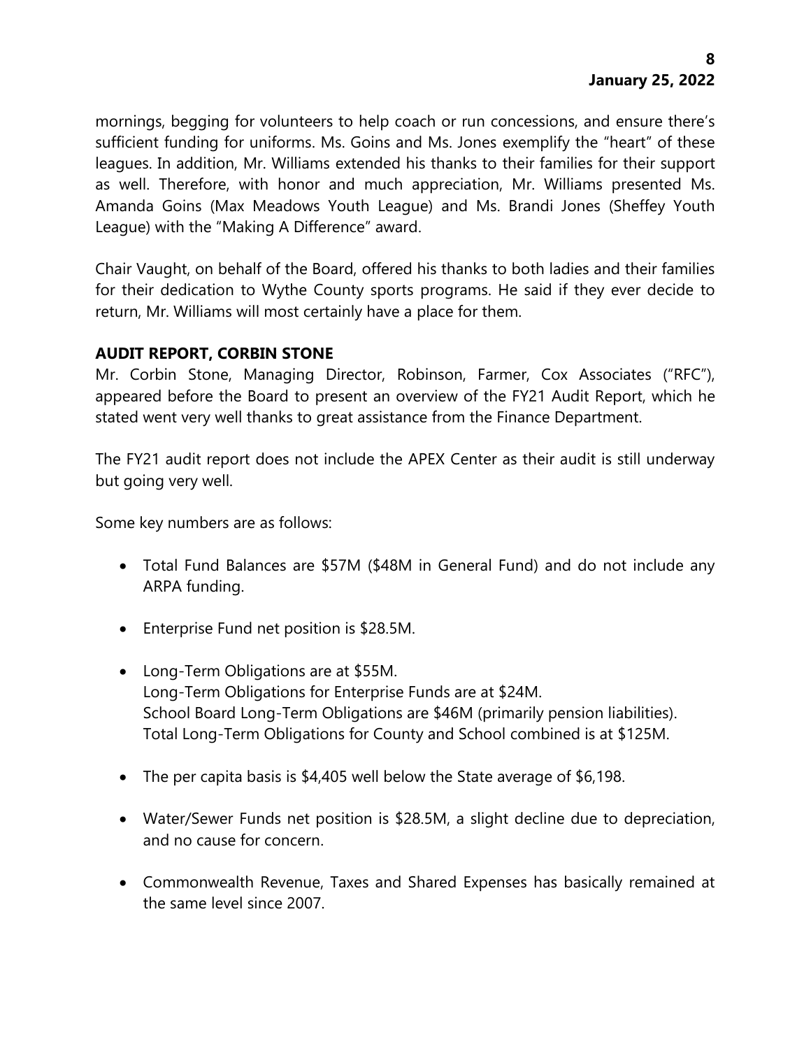mornings, begging for volunteers to help coach or run concessions, and ensure there's sufficient funding for uniforms. Ms. Goins and Ms. Jones exemplify the "heart" of these leagues. In addition, Mr. Williams extended his thanks to their families for their support as well. Therefore, with honor and much appreciation, Mr. Williams presented Ms. Amanda Goins (Max Meadows Youth League) and Ms. Brandi Jones (Sheffey Youth League) with the "Making A Difference" award.

Chair Vaught, on behalf of the Board, offered his thanks to both ladies and their families for their dedication to Wythe County sports programs. He said if they ever decide to return, Mr. Williams will most certainly have a place for them.

**AUDIT REPORT, CORBIN STONE**

Mr. Corbin Stone, Managing Director, Robinson, Farmer, Cox Associates ("RFC"), appeared before the Board to present an overview of the FY21 Audit Report, which he stated went very well thanks to great assistance from the Finance Department.

The FY21 audit report does not include the APEX Center as their audit is still underway but going very well.

Some key numbers are as follows:

- Total Fund Balances are $57M ($48M in General Fund) and do not include any ARPA funding.
- Enterprise Fund net position is $28.5M.
- Long-Term Obligations are at $55M.
  Long-Term Obligations for Enterprise Funds are at $24M.
  School Board Long-Term Obligations are $46M (primarily pension liabilities).
  Total Long-Term Obligations for County and School combined is at $125M.
- The per capita basis is $4,405 well below the State average of $6,198.
- Water/Sewer Funds net position is $28.5M, a slight decline due to depreciation, and no cause for concern.
- Commonwealth Revenue, Taxes and Shared Expenses has basically remained at the same level since 2007.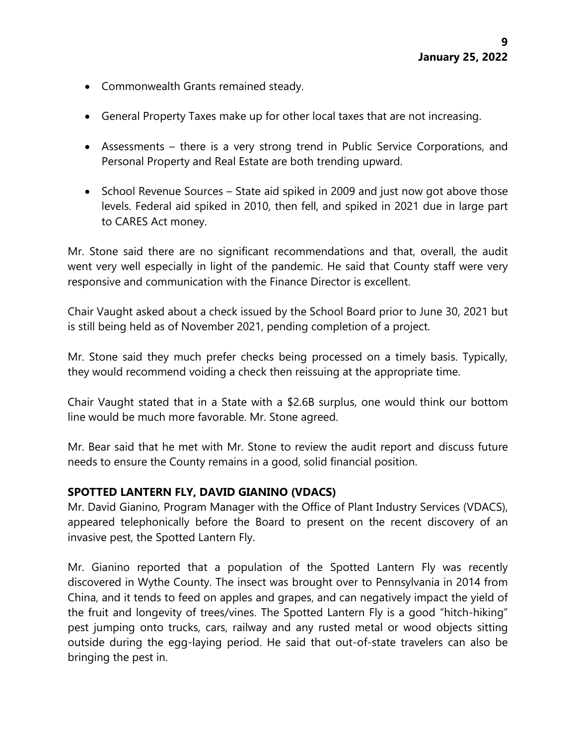- Commonwealth Grants remained steady.
- General Property Taxes make up for other local taxes that are not increasing.
- Assessments – there is a very strong trend in Public Service Corporations, and Personal Property and Real Estate are both trending upward.
- School Revenue Sources – State aid spiked in 2009 and just now got above those levels. Federal aid spiked in 2010, then fell, and spiked in 2021 due in large part to CARES Act money.

Mr. Stone said there are no significant recommendations and that, overall, the audit went very well especially in light of the pandemic. He said that County staff were very responsive and communication with the Finance Director is excellent.

Chair Vaught asked about a check issued by the School Board prior to June 30, 2021 but is still being held as of November 2021, pending completion of a project.

Mr. Stone said they much prefer checks being processed on a timely basis. Typically, they would recommend voiding a check then reissuing at the appropriate time.

Chair Vaught stated that in a State with a $2.6B surplus, one would think our bottom line would be much more favorable. Mr. Stone agreed.

Mr. Bear said that he met with Mr. Stone to review the audit report and discuss future needs to ensure the County remains in a good, solid financial position.

**SPOTTED LANTERN FLY, DAVID GIANINO (VDACS)**

Mr. David Gianino, Program Manager with the Office of Plant Industry Services (VDACS), appeared telephonically before the Board to present on the recent discovery of an invasive pest, the Spotted Lantern Fly.

Mr. Gianino reported that a population of the Spotted Lantern Fly was recently discovered in Wythe County. The insect was brought over to Pennsylvania in 2014 from China, and it tends to feed on apples and grapes, and can negatively impact the yield of the fruit and longevity of trees/vines. The Spotted Lantern Fly is a good "hitch-hiking" pest jumping onto trucks, cars, railway and any rusted metal or wood objects sitting outside during the egg-laying period. He said that out-of-state travelers can also be bringing the pest in.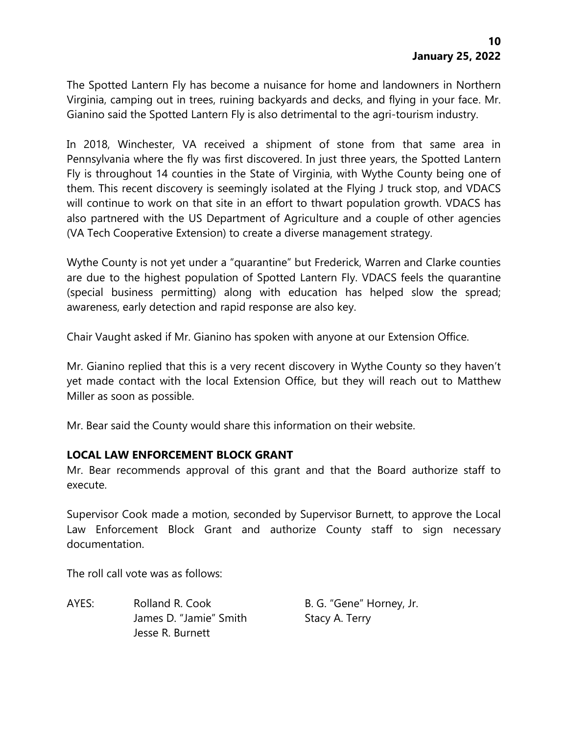The Spotted Lantern Fly has become a nuisance for home and landowners in Northern Virginia, camping out in trees, ruining backyards and decks, and flying in your face. Mr. Gianino said the Spotted Lantern Fly is also detrimental to the agri-tourism industry.

In 2018, Winchester, VA received a shipment of stone from that same area in Pennsylvania where the fly was first discovered. In just three years, the Spotted Lantern Fly is throughout 14 counties in the State of Virginia, with Wythe County being one of them. This recent discovery is seemingly isolated at the Flying J truck stop, and VDACS will continue to work on that site in an effort to thwart population growth. VDACS has also partnered with the US Department of Agriculture and a couple of other agencies (VA Tech Cooperative Extension) to create a diverse management strategy.

Wythe County is not yet under a "quarantine" but Frederick, Warren and Clarke counties are due to the highest population of Spotted Lantern Fly. VDACS feels the quarantine (special business permitting) along with education has helped slow the spread; awareness, early detection and rapid response are also key.

Chair Vaught asked if Mr. Gianino has spoken with anyone at our Extension Office.

Mr. Gianino replied that this is a very recent discovery in Wythe County so they haven't yet made contact with the local Extension Office, but they will reach out to Matthew Miller as soon as possible.

Mr. Bear said the County would share this information on their website.

**LOCAL LAW ENFORCEMENT BLOCK GRANT**

Mr. Bear recommends approval of this grant and that the Board authorize staff to execute.

Supervisor Cook made a motion, seconded by Supervisor Burnett, to approve the Local Law Enforcement Block Grant and authorize County staff to sign necessary documentation.

The roll call vote was as follows:

AYES: Rolland R. Cook, B. G. "Gene" Horney, Jr., James D. "Jamie" Smith, Stacy A. Terry, Jesse R. Burnett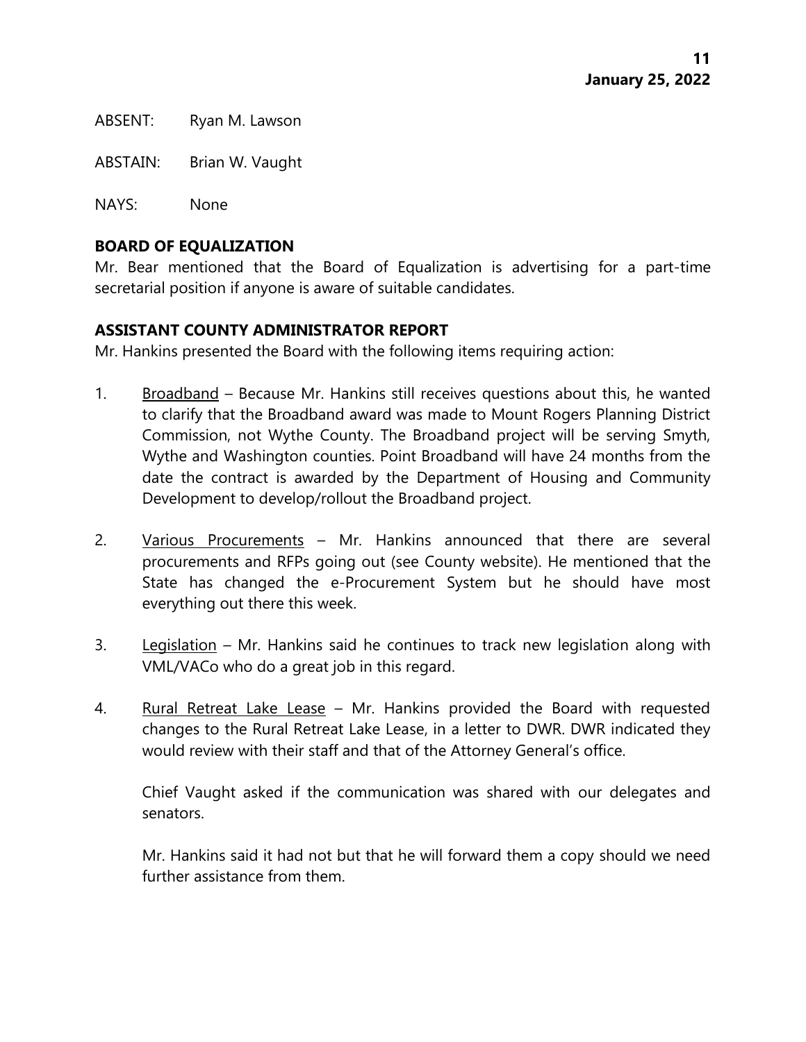ABSENT: Ryan M. Lawson

ABSTAIN: Brian W. Vaught

NAYS: None

**BOARD OF EQUALIZATION**
Mr. Bear mentioned that the Board of Equalization is advertising for a part-time secretarial position if anyone is aware of suitable candidates.

**ASSISTANT COUNTY ADMINISTRATOR REPORT**
Mr. Hankins presented the Board with the following items requiring action:

1. Broadband – Because Mr. Hankins still receives questions about this, he wanted to clarify that the Broadband award was made to Mount Rogers Planning District Commission, not Wythe County. The Broadband project will be serving Smyth, Wythe and Washington counties. Point Broadband will have 24 months from the date the contract is awarded by the Department of Housing and Community Development to develop/rollout the Broadband project.

2. Various Procurements – Mr. Hankins announced that there are several procurements and RFPs going out (see County website). He mentioned that the State has changed the e-Procurement System but he should have most everything out there this week.

3. Legislation – Mr. Hankins said he continues to track new legislation along with VML/VACo who do a great job in this regard.

4. Rural Retreat Lake Lease – Mr. Hankins provided the Board with requested changes to the Rural Retreat Lake Lease, in a letter to DWR. DWR indicated they would review with their staff and that of the Attorney General's office.

   Chief Vaught asked if the communication was shared with our delegates and senators.

   Mr. Hankins said it had not but that he will forward them a copy should we need further assistance from them.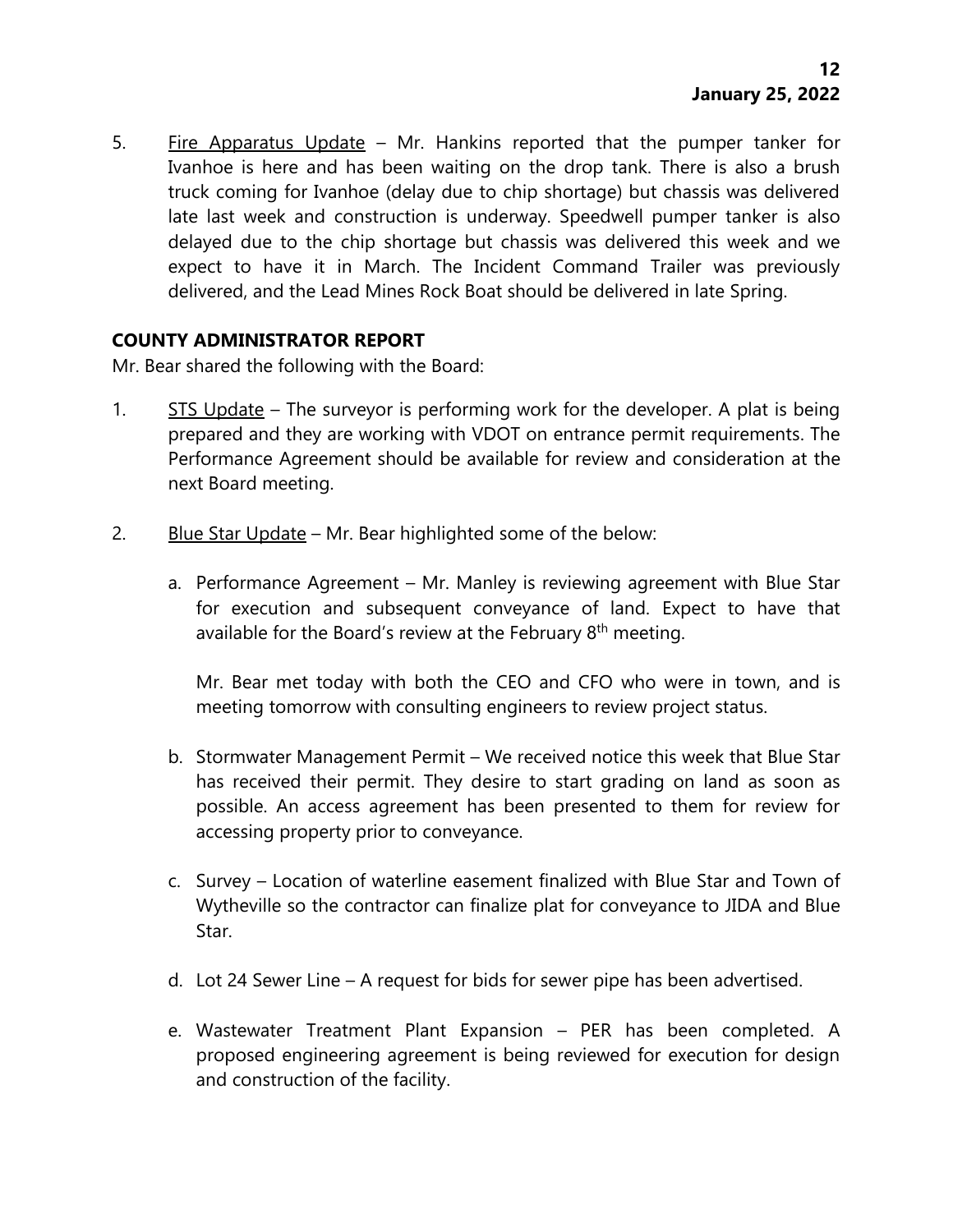5. Fire Apparatus Update – Mr. Hankins reported that the pumper tanker for Ivanhoe is here and has been waiting on the drop tank. There is also a brush truck coming for Ivanhoe (delay due to chip shortage) but chassis was delivered late last week and construction is underway. Speedwell pumper tanker is also delayed due to the chip shortage but chassis was delivered this week and we expect to have it in March. The Incident Command Trailer was previously delivered, and the Lead Mines Rock Boat should be delivered in late Spring.

**COUNTY ADMINISTRATOR REPORT**

Mr. Bear shared the following with the Board:

1. STS Update – The surveyor is performing work for the developer. A plat is being prepared and they are working with VDOT on entrance permit requirements. The Performance Agreement should be available for review and consideration at the next Board meeting.

2. Blue Star Update – Mr. Bear highlighted some of the below:

   a. Performance Agreement – Mr. Manley is reviewing agreement with Blue Star for execution and subsequent conveyance of land. Expect to have that available for the Board's review at the February 8th meeting.

      Mr. Bear met today with both the CEO and CFO who were in town, and is meeting tomorrow with consulting engineers to review project status.

   b. Stormwater Management Permit – We received notice this week that Blue Star has received their permit. They desire to start grading on land as soon as possible. An access agreement has been presented to them for review for accessing property prior to conveyance.

   c. Survey – Location of waterline easement finalized with Blue Star and Town of Wytheville so the contractor can finalize plat for conveyance to JIDA and Blue Star.

   d. Lot 24 Sewer Line – A request for bids for sewer pipe has been advertised.

   e. Wastewater Treatment Plant Expansion – PER has been completed. A proposed engineering agreement is being reviewed for execution for design and construction of the facility.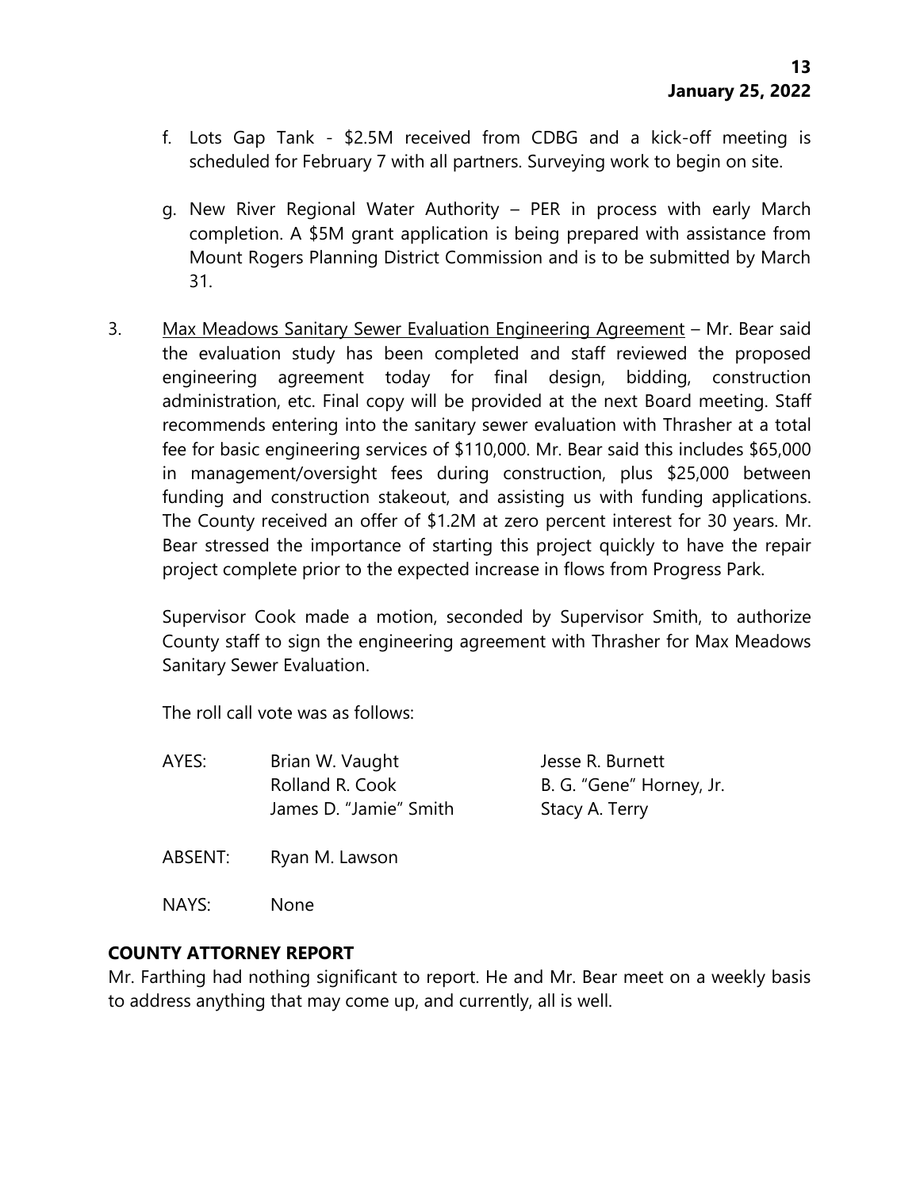f. Lots Gap Tank - $2.5M received from CDBG and a kick-off meeting is scheduled for February 7 with all partners. Surveying work to begin on site.

g. New River Regional Water Authority – PER in process with early March completion. A $5M grant application is being prepared with assistance from Mount Rogers Planning District Commission and is to be submitted by March 31.

3. <u>Max Meadows Sanitary Sewer Evaluation Engineering Agreement</u> – Mr. Bear said the evaluation study has been completed and staff reviewed the proposed engineering agreement today for final design, bidding, construction administration, etc. Final copy will be provided at the next Board meeting. Staff recommends entering into the sanitary sewer evaluation with Thrasher at a total fee for basic engineering services of $110,000. Mr. Bear said this includes $65,000 in management/oversight fees during construction, plus $25,000 between funding and construction stakeout, and assisting us with funding applications. The County received an offer of $1.2M at zero percent interest for 30 years. Mr. Bear stressed the importance of starting this project quickly to have the repair project complete prior to the expected increase in flows from Progress Park.

   Supervisor Cook made a motion, seconded by Supervisor Smith, to authorize County staff to sign the engineering agreement with Thrasher for Max Meadows Sanitary Sewer Evaluation.

   The roll call vote was as follows:

| | | |
|---|---|---|
| AYES: | Brian W. Vaught | Jesse R. Burnett |
| | Rolland R. Cook | B. G. "Gene" Horney, Jr. |
| | James D. "Jamie" Smith | Stacy A. Terry |
| ABSENT: | Ryan M. Lawson | |
| NAYS: | None | |

**COUNTY ATTORNEY REPORT**

Mr. Farthing had nothing significant to report. He and Mr. Bear meet on a weekly basis to address anything that may come up, and currently, all is well.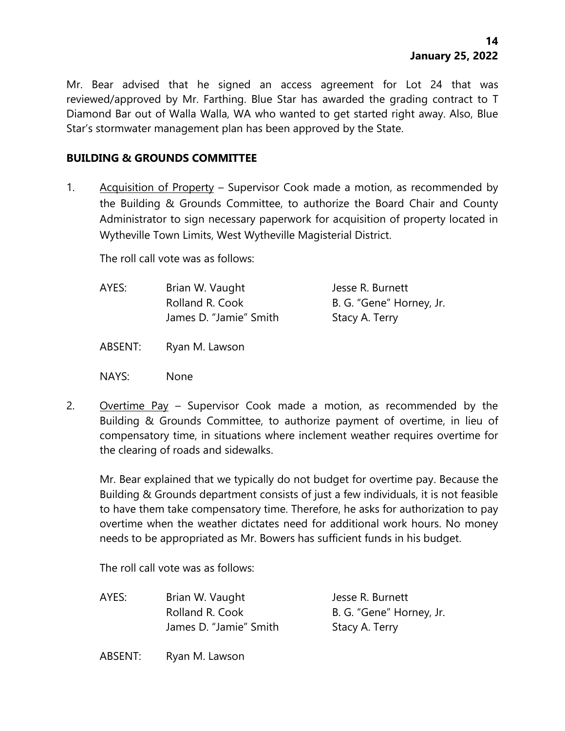Mr. Bear advised that he signed an access agreement for Lot 24 that was reviewed/approved by Mr. Farthing. Blue Star has awarded the grading contract to T Diamond Bar out of Walla Walla, WA who wanted to get started right away. Also, Blue Star's stormwater management plan has been approved by the State.

**BUILDING & GROUNDS COMMITTEE**

1. Acquisition of Property – Supervisor Cook made a motion, as recommended by the Building & Grounds Committee, to authorize the Board Chair and County Administrator to sign necessary paperwork for acquisition of property located in Wytheville Town Limits, West Wytheville Magisterial District.

   The roll call vote was as follows:

   AYES: Brian W. Vaught, Rolland R. Cook, James D. "Jamie" Smith, Jesse R. Burnett, B. G. "Gene" Horney, Jr., Stacy A. Terry

   ABSENT: Ryan M. Lawson

   NAYS: None

2. Overtime Pay – Supervisor Cook made a motion, as recommended by the Building & Grounds Committee, to authorize payment of overtime, in lieu of compensatory time, in situations where inclement weather requires overtime for the clearing of roads and sidewalks.

   Mr. Bear explained that we typically do not budget for overtime pay. Because the Building & Grounds department consists of just a few individuals, it is not feasible to have them take compensatory time. Therefore, he asks for authorization to pay overtime when the weather dictates need for additional work hours. No money needs to be appropriated as Mr. Bowers has sufficient funds in his budget.

   The roll call vote was as follows:

   AYES: Brian W. Vaught, Rolland R. Cook, James D. "Jamie" Smith, Jesse R. Burnett, B. G. "Gene" Horney, Jr., Stacy A. Terry

   ABSENT: Ryan M. Lawson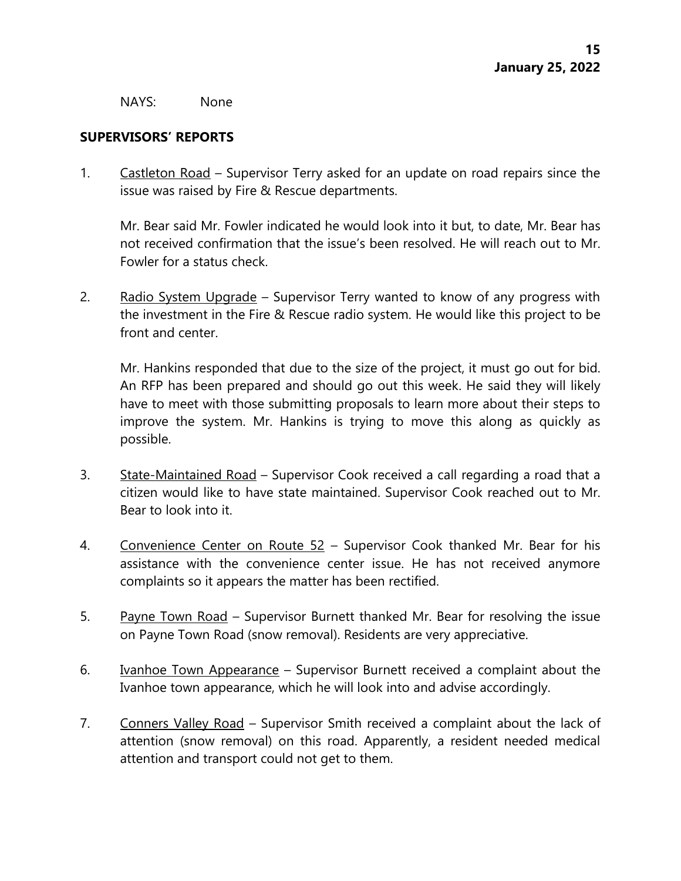NAYS: None

## SUPERVISORS' REPORTS

1. Castleton Road – Supervisor Terry asked for an update on road repairs since the issue was raised by Fire & Rescue departments.

   Mr. Bear said Mr. Fowler indicated he would look into it but, to date, Mr. Bear has not received confirmation that the issue's been resolved. He will reach out to Mr. Fowler for a status check.

2. Radio System Upgrade – Supervisor Terry wanted to know of any progress with the investment in the Fire & Rescue radio system. He would like this project to be front and center.

   Mr. Hankins responded that due to the size of the project, it must go out for bid. An RFP has been prepared and should go out this week. He said they will likely have to meet with those submitting proposals to learn more about their steps to improve the system. Mr. Hankins is trying to move this along as quickly as possible.

3. State-Maintained Road – Supervisor Cook received a call regarding a road that a citizen would like to have state maintained. Supervisor Cook reached out to Mr. Bear to look into it.

4. Convenience Center on Route 52 – Supervisor Cook thanked Mr. Bear for his assistance with the convenience center issue. He has not received anymore complaints so it appears the matter has been rectified.

5. Payne Town Road – Supervisor Burnett thanked Mr. Bear for resolving the issue on Payne Town Road (snow removal). Residents are very appreciative.

6. Ivanhoe Town Appearance – Supervisor Burnett received a complaint about the Ivanhoe town appearance, which he will look into and advise accordingly.

7. Conners Valley Road – Supervisor Smith received a complaint about the lack of attention (snow removal) on this road. Apparently, a resident needed medical attention and transport could not get to them.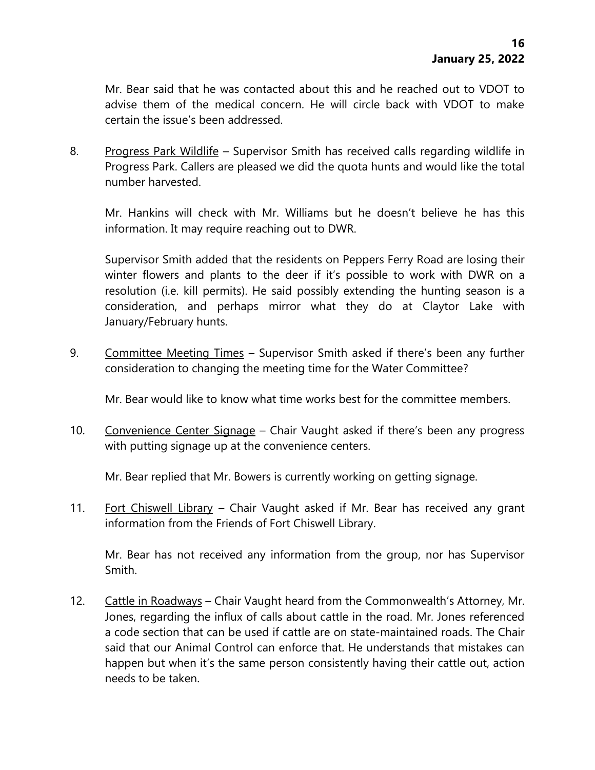Mr. Bear said that he was contacted about this and he reached out to VDOT to advise them of the medical concern. He will circle back with VDOT to make certain the issue's been addressed.

8. Progress Park Wildlife – Supervisor Smith has received calls regarding wildlife in Progress Park. Callers are pleased we did the quota hunts and would like the total number harvested.

   Mr. Hankins will check with Mr. Williams but he doesn't believe he has this information. It may require reaching out to DWR.

   Supervisor Smith added that the residents on Peppers Ferry Road are losing their winter flowers and plants to the deer if it's possible to work with DWR on a resolution (i.e. kill permits). He said possibly extending the hunting season is a consideration, and perhaps mirror what they do at Claytor Lake with January/February hunts.

9. Committee Meeting Times – Supervisor Smith asked if there's been any further consideration to changing the meeting time for the Water Committee?

   Mr. Bear would like to know what time works best for the committee members.

10. Convenience Center Signage – Chair Vaught asked if there's been any progress with putting signage up at the convenience centers.

    Mr. Bear replied that Mr. Bowers is currently working on getting signage.

11. Fort Chiswell Library – Chair Vaught asked if Mr. Bear has received any grant information from the Friends of Fort Chiswell Library.

    Mr. Bear has not received any information from the group, nor has Supervisor Smith.

12. Cattle in Roadways – Chair Vaught heard from the Commonwealth's Attorney, Mr. Jones, regarding the influx of calls about cattle in the road. Mr. Jones referenced a code section that can be used if cattle are on state-maintained roads. The Chair said that our Animal Control can enforce that. He understands that mistakes can happen but when it's the same person consistently having their cattle out, action needs to be taken.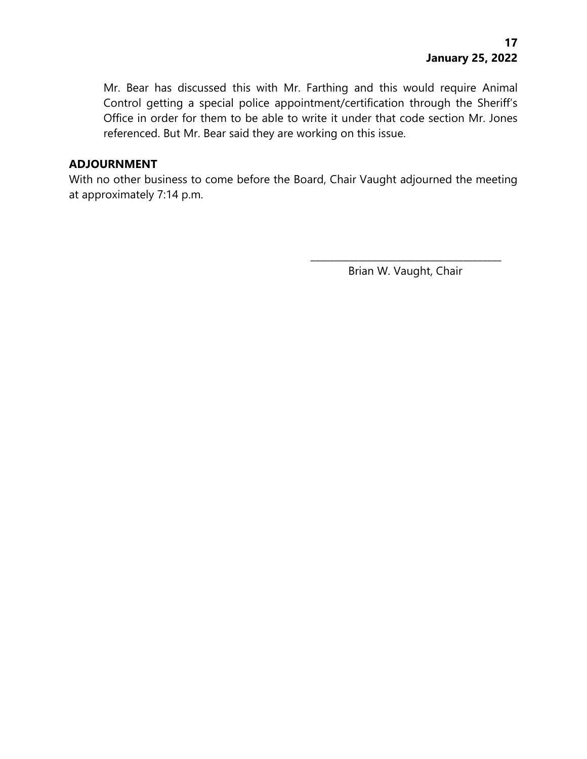Mr. Bear has discussed this with Mr. Farthing and this would require Animal Control getting a special police appointment/certification through the Sheriff's Office in order for them to be able to write it under that code section Mr. Jones referenced. But Mr. Bear said they are working on this issue.

## ADJOURNMENT

With no other business to come before the Board, Chair Vaught adjourned the meeting at approximately 7:14 p.m.

\_\_\_\_\_\_\_\_\_\_\_\_\_\_\_\_\_\_\_\_\_\_\_\_\_\_\_\_\_\_\_\_\_\_\_\_\_\_\_\_

Brian W. Vaught, Chair